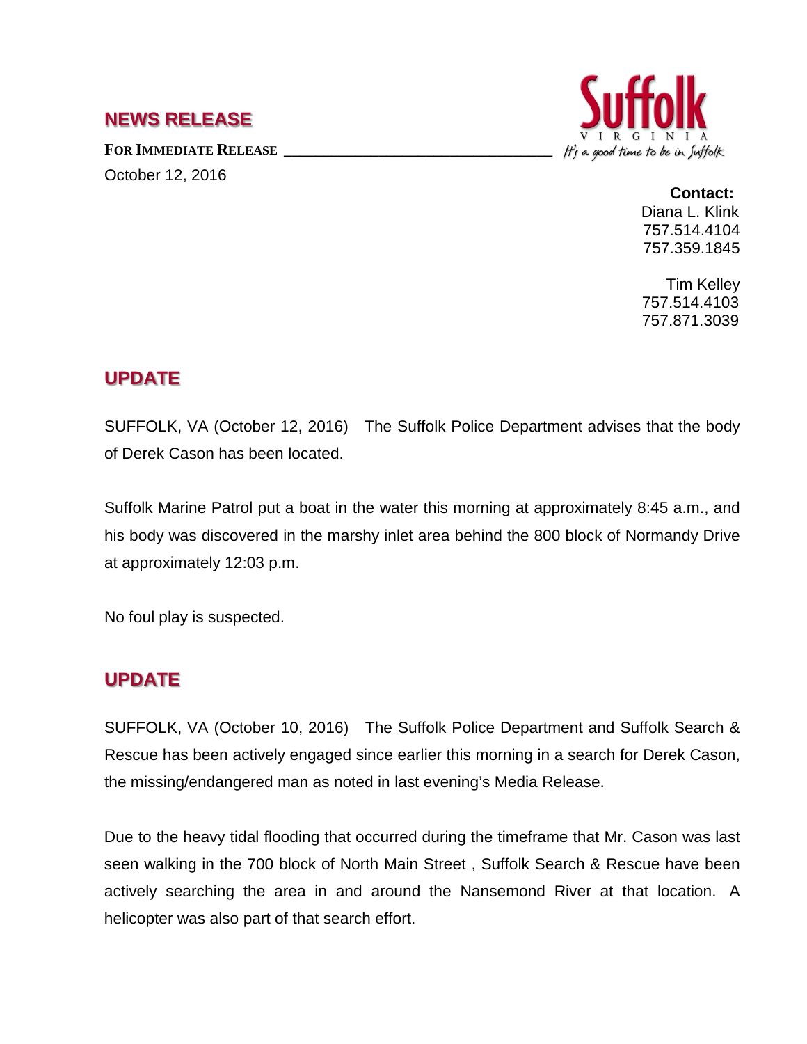## NEWS RELEASE

**FOR IMMEDIATE RELEASE**

October 12, 2016

**Contact:**
Diana L. Klink
757.514.4104
757.359.1845

Tim Kelley
757.514.4103
757.871.3039

## UPDATE

SUFFOLK, VA (October 12, 2016) The Suffolk Police Department advises that the body of Derek Cason has been located.

Suffolk Marine Patrol put a boat in the water this morning at approximately 8:45 a.m., and his body was discovered in the marshy inlet area behind the 800 block of Normandy Drive at approximately 12:03 p.m.

No foul play is suspected.

## UPDATE

SUFFOLK, VA (October 10, 2016) The Suffolk Police Department and Suffolk Search & Rescue has been actively engaged since earlier this morning in a search for Derek Cason, the missing/endangered man as noted in last evening's Media Release.

Due to the heavy tidal flooding that occurred during the timeframe that Mr. Cason was last seen walking in the 700 block of North Main Street , Suffolk Search & Rescue have been actively searching the area in and around the Nansemond River at that location. A helicopter was also part of that search effort.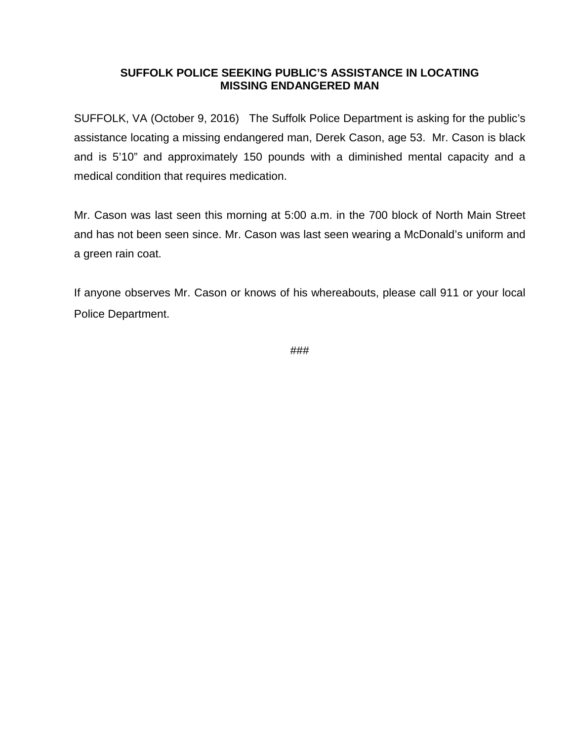# SUFFOLK POLICE SEEKING PUBLIC'S ASSISTANCE IN LOCATING MISSING ENDANGERED MAN

SUFFOLK, VA (October 9, 2016) The Suffolk Police Department is asking for the public's assistance locating a missing endangered man, Derek Cason, age 53. Mr. Cason is black and is 5'10" and approximately 150 pounds with a diminished mental capacity and a medical condition that requires medication.

Mr. Cason was last seen this morning at 5:00 a.m. in the 700 block of North Main Street and has not been seen since. Mr. Cason was last seen wearing a McDonald's uniform and a green rain coat.

If anyone observes Mr. Cason or knows of his whereabouts, please call 911 or your local Police Department.

###